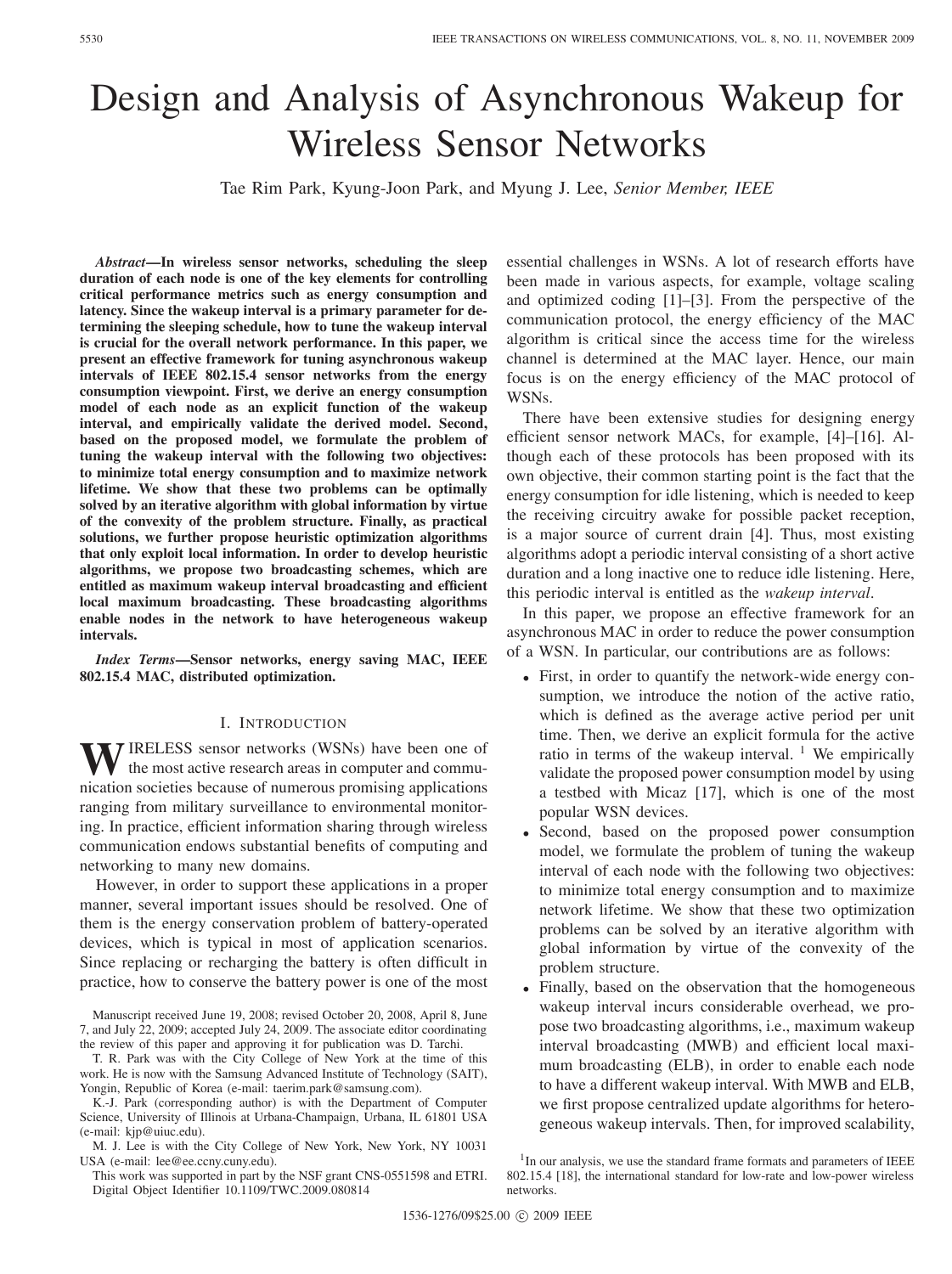# Design and Analysis of Asynchronous Wakeup for Wireless Sensor Networks

Tae Rim Park, Kyung-Joon Park, and Myung J. Lee, *Senior Member, IEEE*

***Abstract*—In wireless sensor networks, scheduling the sleep duration of each node is one of the key elements for controlling critical performance metrics such as energy consumption and latency. Since the wakeup interval is a primary parameter for determining the sleeping schedule, how to tune the wakeup interval is crucial for the overall network performance. In this paper, we present an effective framework for tuning asynchronous wakeup intervals of IEEE 802.15.4 sensor networks from the energy consumption viewpoint. First, we derive an energy consumption model of each node as an explicit function of the wakeup interval, and empirically validate the derived model. Second, based on the proposed model, we formulate the problem of tuning the wakeup interval with the following two objectives: to minimize total energy consumption and to maximize network lifetime. We show that these two problems can be optimally solved by an iterative algorithm with global information by virtue of the convexity of the problem structure. Finally, as practical solutions, we further propose heuristic optimization algorithms that only exploit local information. In order to develop heuristic algorithms, we propose two broadcasting schemes, which are entitled as maximum wakeup interval broadcasting and efficient local maximum broadcasting. These broadcasting algorithms enable nodes in the network to have heterogeneous wakeup intervals.**

***Index Terms*—Sensor networks, energy saving MAC, IEEE 802.15.4 MAC, distributed optimization.**

## I. Introduction

Wireless sensor networks (WSNs) have been one of the most active research areas in computer and communication societies because of numerous promising applications ranging from military surveillance to environmental monitoring. In practice, efficient information sharing through wireless communication endows substantial benefits of computing and networking to many new domains.

However, in order to support these applications in a proper manner, several important issues should be resolved. One of them is the energy conservation problem of battery-operated devices, which is typical in most of application scenarios. Since replacing or recharging the battery is often difficult in practice, how to conserve the battery power is one of the most essential challenges in WSNs. A lot of research efforts have been made in various aspects, for example, voltage scaling and optimized coding [1]–[3]. From the perspective of the communication protocol, the energy efficiency of the MAC algorithm is critical since the access time for the wireless channel is determined at the MAC layer. Hence, our main focus is on the energy efficiency of the MAC protocol of WSNs.

There have been extensive studies for designing energy efficient sensor network MACs, for example, [4]–[16]. Although each of these protocols has been proposed with its own objective, their common starting point is the fact that the energy consumption for idle listening, which is needed to keep the receiving circuitry awake for possible packet reception, is a major source of current drain [4]. Thus, most existing algorithms adopt a periodic interval consisting of a short active duration and a long inactive one to reduce idle listening. Here, this periodic interval is entitled as the *wakeup interval*.

In this paper, we propose an effective framework for an asynchronous MAC in order to reduce the power consumption of a WSN. In particular, our contributions are as follows:

- First, in order to quantify the network-wide energy consumption, we introduce the notion of the active ratio, which is defined as the average active period per unit time. Then, we derive an explicit formula for the active ratio in terms of the wakeup interval. [1] We empirically validate the proposed power consumption model by using a testbed with Micaz [17], which is one of the most popular WSN devices.
- Second, based on the proposed power consumption model, we formulate the problem of tuning the wakeup interval of each node with the following two objectives: to minimize total energy consumption and to maximize network lifetime. We show that these two optimization problems can be solved by an iterative algorithm with global information by virtue of the convexity of the problem structure.
- Finally, based on the observation that the homogeneous wakeup interval incurs considerable overhead, we propose two broadcasting algorithms, i.e., maximum wakeup interval broadcasting (MWB) and efficient local maximum broadcasting (ELB), in order to enable each node to have a different wakeup interval. With MWB and ELB, we first propose centralized update algorithms for heterogeneous wakeup intervals. Then, for improved scalability,

[1] In our analysis, we use the standard frame formats and parameters of IEEE 802.15.4 [18], the international standard for low-rate and low-power wireless networks.

Manuscript received June 19, 2008; revised October 20, 2008, April 8, June 7, and July 22, 2009; accepted July 24, 2009. The associate editor coordinating the review of this paper and approving it for publication was D. Tarchi.

T. R. Park was with the City College of New York at the time of this work. He is now with the Samsung Advanced Institute of Technology (SAIT), Yongin, Republic of Korea (e-mail: taerim.park@samsung.com).

K.-J. Park (corresponding author) is with the Department of Computer Science, University of Illinois at Urbana-Champaign, Urbana, IL 61801 USA (e-mail: kjp@uiuc.edu).

M. J. Lee is with the City College of New York, New York, NY 10031 USA (e-mail: lee@ee.ccny.cuny.edu).

This work was supported in part by the NSF grant CNS-0551598 and ETRI.

Digital Object Identifier 10.1109/TWC.2009.080814

1536-1276/09$25.00 © 2009 IEEE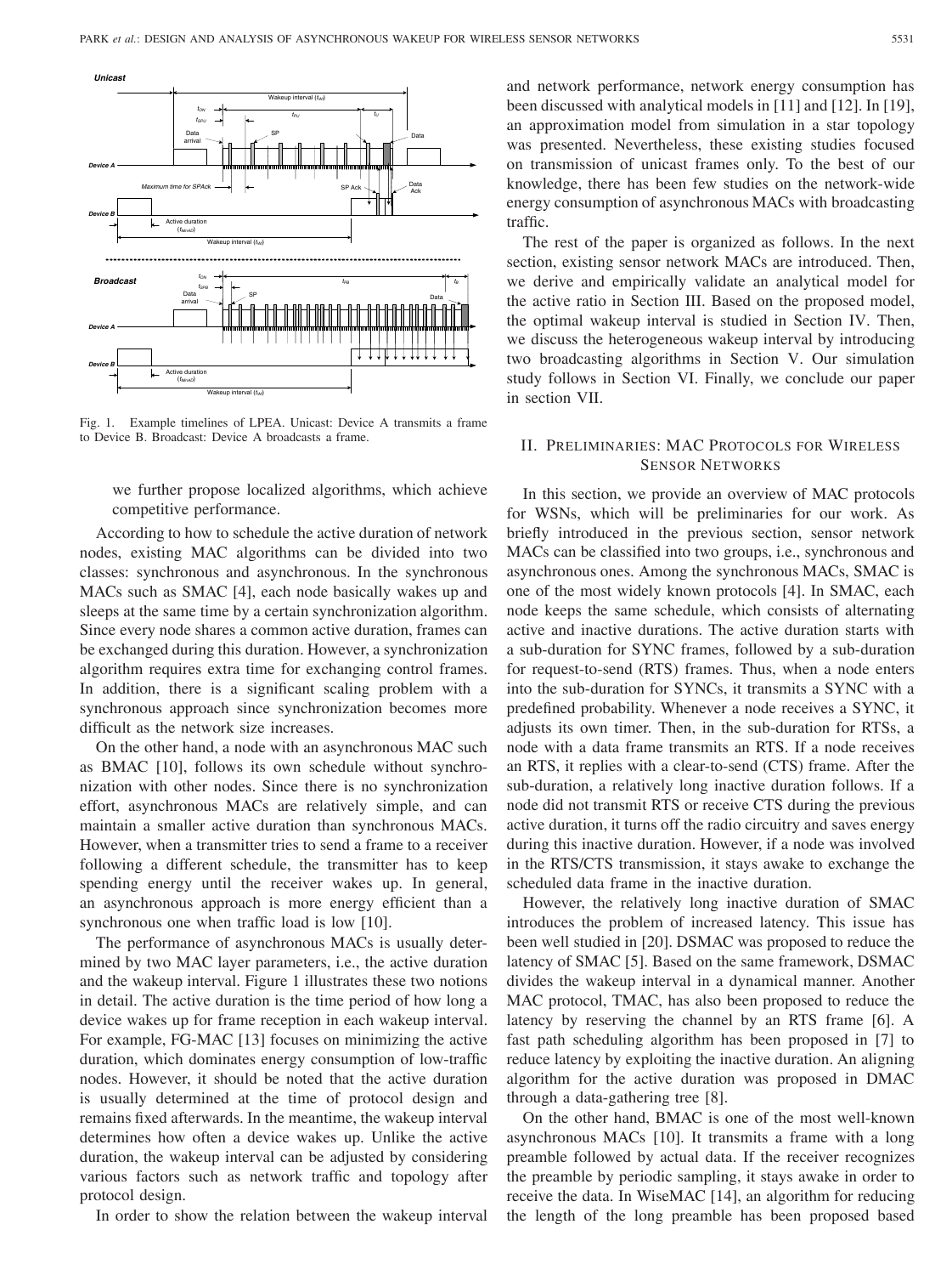Unicast

Wakeup interval ($t_{WI}$)

$t_{ON}$

$t_{SPU}$

$t_{PU}$

$t_{U}$

Data arrival

SP

Data

Device A

Maximum time for SPAck

SP Ack

Data Ack

Device B

Active duration ($t_{WAO}$)

Wakeup interval ($t_{WI}$)

Broadcast

$t_{ON}$

$t_{SPB}$

$t_{PB}$

$t_{B}$

Data arrival

SP

Data

Device A

Device B

Active duration ($t_{WAO}$)

Wakeup interval ($t_{WI}$)

Fig. 1. Example timelines of LPEA. Unicast: Device A transmits a frame to Device B. Broadcast: Device A broadcasts a frame.

we further propose localized algorithms, which achieve competitive performance.

According to how to schedule the active duration of network nodes, existing MAC algorithms can be divided into two classes: synchronous and asynchronous. In the synchronous MACs such as SMAC [4], each node basically wakes up and sleeps at the same time by a certain synchronization algorithm. Since every node shares a common active duration, frames can be exchanged during this duration. However, a synchronization algorithm requires extra time for exchanging control frames. In addition, there is a significant scaling problem with a synchronous approach since synchronization becomes more difficult as the network size increases.

On the other hand, a node with an asynchronous MAC such as BMAC [10], follows its own schedule without synchronization with other nodes. Since there is no synchronization effort, asynchronous MACs are relatively simple, and can maintain a smaller active duration than synchronous MACs. However, when a transmitter tries to send a frame to a receiver following a different schedule, the transmitter has to keep spending energy until the receiver wakes up. In general, an asynchronous approach is more energy efficient than a synchronous one when traffic load is low [10].

The performance of asynchronous MACs is usually determined by two MAC layer parameters, i.e., the active duration and the wakeup interval. Figure 1 illustrates these two notions in detail. The active duration is the time period of how long a device wakes up for frame reception in each wakeup interval. For example, FG-MAC [13] focuses on minimizing the active duration, which dominates energy consumption of low-traffic nodes. However, it should be noted that the active duration is usually determined at the time of protocol design and remains fixed afterwards. In the meantime, the wakeup interval determines how often a device wakes up. Unlike the active duration, the wakeup interval can be adjusted by considering various factors such as network traffic and topology after protocol design.

In order to show the relation between the wakeup interval and network performance, network energy consumption has been discussed with analytical models in [11] and [12]. In [19], an approximation model from simulation in a star topology was presented. Nevertheless, these existing studies focused on transmission of unicast frames only. To the best of our knowledge, there has been few studies on the network-wide energy consumption of asynchronous MACs with broadcasting traffic.

The rest of the paper is organized as follows. In the next section, existing sensor network MACs are introduced. Then, we derive and empirically validate an analytical model for the active ratio in Section III. Based on the proposed model, the optimal wakeup interval is studied in Section IV. Then, we discuss the heterogeneous wakeup interval by introducing two broadcasting algorithms in Section V. Our simulation study follows in Section VI. Finally, we conclude our paper in section VII.

## II. Preliminaries: MAC Protocols for Wireless Sensor Networks

In this section, we provide an overview of MAC protocols for WSNs, which will be preliminaries for our work. As briefly introduced in the previous section, sensor network MACs can be classified into two groups, i.e., synchronous and asynchronous ones. Among the synchronous MACs, SMAC is one of the most widely known protocols [4]. In SMAC, each node keeps the same schedule, which consists of alternating active and inactive durations. The active duration starts with a sub-duration for SYNC frames, followed by a sub-duration for request-to-send (RTS) frames. Thus, when a node enters into the sub-duration for SYNCs, it transmits a SYNC with a predefined probability. Whenever a node receives a SYNC, it adjusts its own timer. Then, in the sub-duration for RTSs, a node with a data frame transmits an RTS. If a node receives an RTS, it replies with a clear-to-send (CTS) frame. After the sub-duration, a relatively long inactive duration follows. If a node did not transmit RTS or receive CTS during the previous active duration, it turns off the radio circuitry and saves energy during this inactive duration. However, if a node was involved in the RTS/CTS transmission, it stays awake to exchange the scheduled data frame in the inactive duration.

However, the relatively long inactive duration of SMAC introduces the problem of increased latency. This issue has been well studied in [20]. DSMAC was proposed to reduce the latency of SMAC [5]. Based on the same framework, DSMAC divides the wakeup interval in a dynamical manner. Another MAC protocol, TMAC, has also been proposed to reduce the latency by reserving the channel by an RTS frame [6]. A fast path scheduling algorithm has been proposed in [7] to reduce latency by exploiting the inactive duration. An aligning algorithm for the active duration was proposed in DMAC through a data-gathering tree [8].

On the other hand, BMAC is one of the most well-known asynchronous MACs [10]. It transmits a frame with a long preamble followed by actual data. If the receiver recognizes the preamble by periodic sampling, it stays awake in order to receive the data. In WiseMAC [14], an algorithm for reducing the length of the long preamble has been proposed based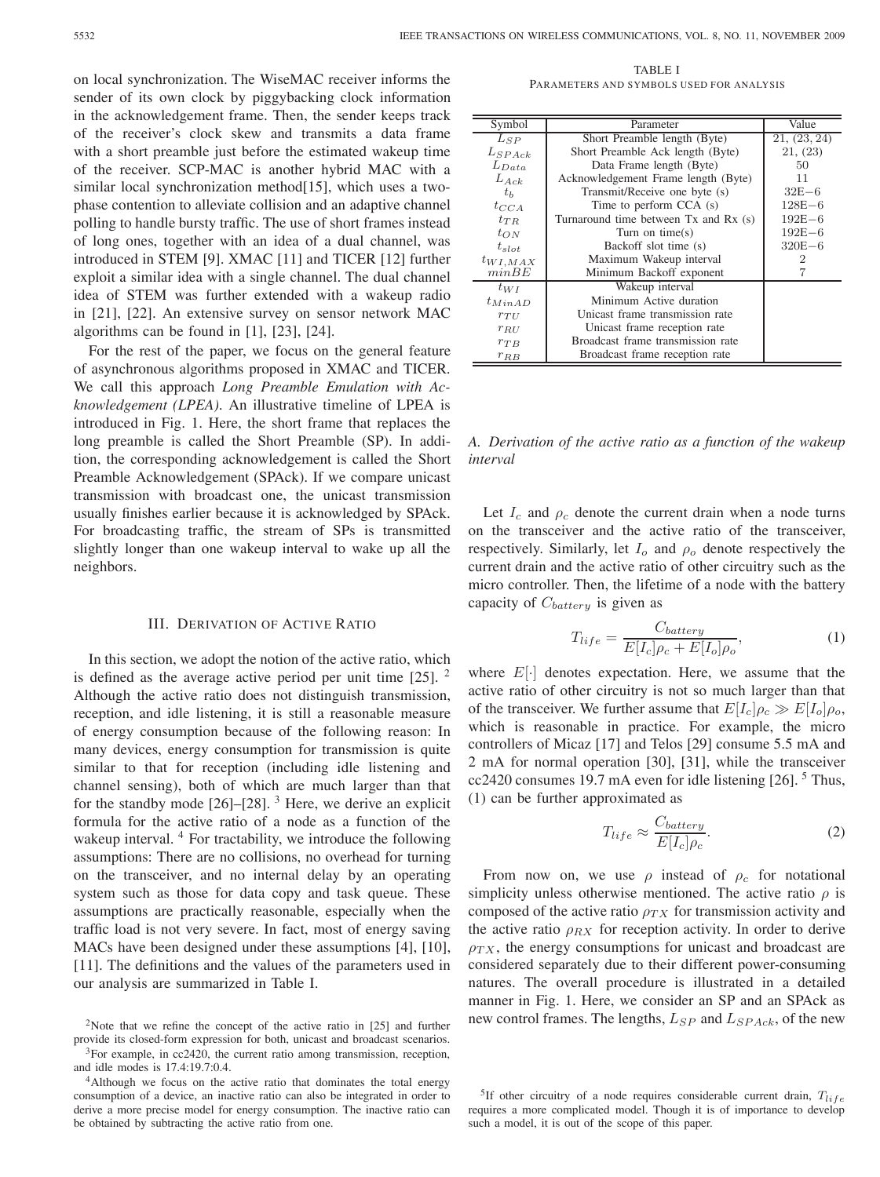on local synchronization. The WiseMAC receiver informs the sender of its own clock by piggybacking clock information in the acknowledgement frame. Then, the sender keeps track of the receiver's clock skew and transmits a data frame with a short preamble just before the estimated wakeup time of the receiver. SCP-MAC is another hybrid MAC with a similar local synchronization method[15], which uses a two-phase contention to alleviate collision and an adaptive channel polling to handle bursty traffic. The use of short frames instead of long ones, together with an idea of a dual channel, was introduced in STEM [9]. XMAC [11] and TICER [12] further exploit a similar idea with a single channel. The dual channel idea of STEM was further extended with a wakeup radio in [21], [22]. An extensive survey on sensor network MAC algorithms can be found in [1], [23], [24].

For the rest of the paper, we focus on the general feature of asynchronous algorithms proposed in XMAC and TICER. We call this approach *Long Preamble Emulation with Acknowledgement (LPEA)*. An illustrative timeline of LPEA is introduced in Fig. 1. Here, the short frame that replaces the long preamble is called the Short Preamble (SP). In addition, the corresponding acknowledgement is called the Short Preamble Acknowledgement (SPAck). If we compare unicast transmission with broadcast one, the unicast transmission usually finishes earlier because it is acknowledged by SPAck. For broadcasting traffic, the stream of SPs is transmitted slightly longer than one wakeup interval to wake up all the neighbors.

## III. Derivation of Active Ratio

In this section, we adopt the notion of the active ratio, which is defined as the average active period per unit time [25]. [2] Although the active ratio does not distinguish transmission, reception, and idle listening, it is still a reasonable measure of energy consumption because of the following reason: In many devices, energy consumption for transmission is quite similar to that for reception (including idle listening and channel sensing), both of which are much larger than that for the standby mode [26]–[28]. [3] Here, we derive an explicit formula for the active ratio of a node as a function of the wakeup interval. [4] For tractability, we introduce the following assumptions: There are no collisions, no overhead for turning on the transceiver, and no internal delay by an operating system such as those for data copy and task queue. These assumptions are practically reasonable, especially when the traffic load is not very severe. In fact, most of energy saving MACs have been designed under these assumptions [4], [10], [11]. The definitions and the values of the parameters used in our analysis are summarized in Table I.

TABLE I
Parameters and symbols used for analysis

| Symbol | Parameter | Value |
|---|---|---|
| $L_{SP}$ | Short Preamble length (Byte) | 21, (23, 24) |
| $L_{SPAck}$ | Short Preamble Ack length (Byte) | 21, (23) |
| $L_{Data}$ | Data Frame length (Byte) | 50 |
| $L_{Ack}$ | Acknowledgement Frame length (Byte) | 11 |
| $t_b$ | Transmit/Receive one byte (s) | 32E−6 |
| $t_{CCA}$ | Time to perform CCA (s) | 128E−6 |
| $t_{TR}$ | Turnaround time between Tx and Rx (s) | 192E−6 |
| $t_{ON}$ | Turn on time(s) | 192E−6 |
| $t_{slot}$ | Backoff slot time (s) | 320E−6 |
| $t_{WI,MAX}$ | Maximum Wakeup interval | 2 |
| $minBE$ | Minimum Backoff exponent | 7 |
| $t_{WI}$ | Wakeup interval | |
| $t_{MinAD}$ | Minimum Active duration | |
| $r_{TU}$ | Unicast frame transmission rate | |
| $r_{RU}$ | Unicast frame reception rate | |
| $r_{TB}$ | Broadcast frame transmission rate | |
| $r_{RB}$ | Broadcast frame reception rate | |

### A. Derivation of the active ratio as a function of the wakeup interval

Let $I_c$ and $\rho_c$ denote the current drain when a node turns on the transceiver and the active ratio of the transceiver, respectively. Similarly, let $I_o$ and $\rho_o$ denote respectively the current drain and the active ratio of other circuitry such as the micro controller. Then, the lifetime of a node with the battery capacity of $C_{battery}$ is given as

$$T_{life} = \frac{C_{battery}}{E[I_c]\rho_c + E[I_o]\rho_o}, \tag{1}$$

where $E[\cdot]$ denotes expectation. Here, we assume that the active ratio of other circuitry is not so much larger than that of the transceiver. We further assume that $E[I_c]\rho_c \gg E[I_o]\rho_o$, which is reasonable in practice. For example, the micro controllers of Micaz [17] and Telos [29] consume 5.5 mA and 2 mA for normal operation [30], [31], while the transceiver cc2420 consumes 19.7 mA even for idle listening [26]. [5] Thus, (1) can be further approximated as

$$T_{life} \approx \frac{C_{battery}}{E[I_c]\rho_c}. \tag{2}$$

From now on, we use $\rho$ instead of $\rho_c$ for notational simplicity unless otherwise mentioned. The active ratio $\rho$ is composed of the active ratio $\rho_{TX}$ for transmission activity and the active ratio $\rho_{RX}$ for reception activity. In order to derive $\rho_{TX}$, the energy consumptions for unicast and broadcast are considered separately due to their different power-consuming natures. The overall procedure is illustrated in a detailed manner in Fig. 1. Here, we consider an SP and an SPAck as new control frames. The lengths, $L_{SP}$ and $L_{SPAck}$, of the new

---

[2] Note that we refine the concept of the active ratio in [25] and further provide its closed-form expression for both, unicast and broadcast scenarios.

[3] For example, in cc2420, the current ratio among transmission, reception, and idle modes is 17.4:19.7:0.4.

[4] Although we focus on the active ratio that dominates the total energy consumption of a device, an inactive ratio can also be integrated in order to derive a more precise model for energy consumption. The inactive ratio can be obtained by subtracting the active ratio from one.

[5] If other circuitry of a node requires considerable current drain, $T_{life}$ requires a more complicated model. Though it is of importance to develop such a model, it is out of the scope of this paper.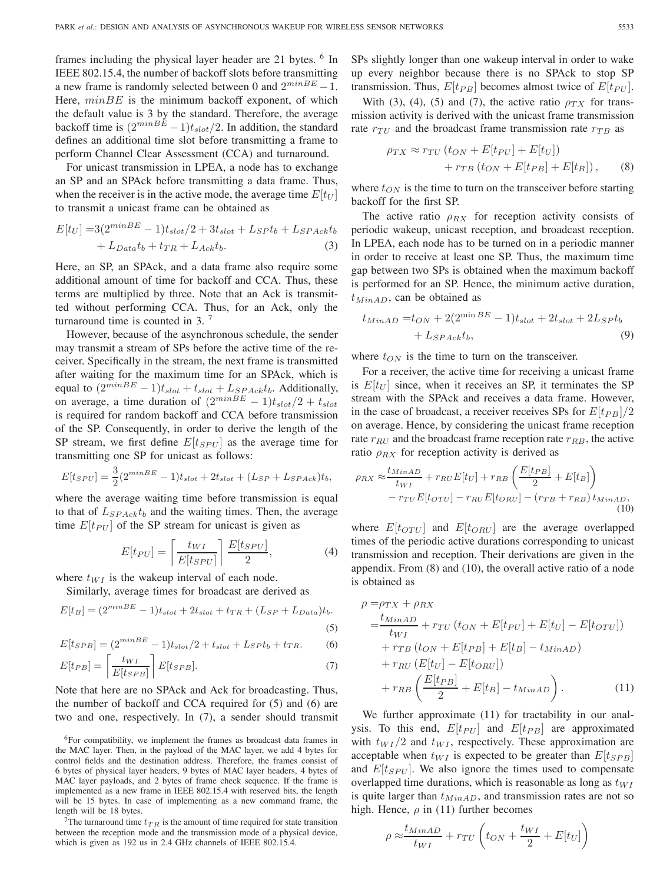frames including the physical layer header are 21 bytes. [6] In IEEE 802.15.4, the number of backoff slots before transmitting a new frame is randomly selected between 0 and $2^{minBE}-1$. Here, $minBE$ is the minimum backoff exponent, of which the default value is 3 by the standard. Therefore, the average backoff time is $(2^{minBE}-1)t_{slot}/2$. In addition, the standard defines an additional time slot before transmitting a frame to perform Channel Clear Assessment (CCA) and turnaround.

For unicast transmission in LPEA, a node has to exchange an SP and an SPAck before transmitting a data frame. Thus, when the receiver is in the active mode, the average time $E[t_U]$ to transmit a unicast frame can be obtained as

$$E[t_U] = 3(2^{minBE}-1)t_{slot}/2 + 3t_{slot} + L_{SP}t_b + L_{SPAck}t_b + L_{Data}t_b + t_{TR} + L_{Ack}t_b. \quad (3)$$

Here, an SP, an SPAck, and a data frame also require some additional amount of time for backoff and CCA. Thus, these terms are multiplied by three. Note that an Ack is transmitted without performing CCA. Thus, for an Ack, only the turnaround time is counted in 3. [7]

However, because of the asynchronous schedule, the sender may transmit a stream of SPs before the active time of the receiver. Specifically in the stream, the next frame is transmitted after waiting for the maximum time for an SPAck, which is equal to $(2^{minBE}-1)t_{slot} + t_{slot} + L_{SPAck}t_b$. Additionally, on average, a time duration of $(2^{minBE}-1)t_{slot}/2 + t_{slot}$ is required for random backoff and CCA before transmission of the SP. Consequently, in order to derive the length of the SP stream, we first define $E[t_{SPU}]$ as the average time for transmitting one SP for unicast as follows:

$$E[t_{SPU}] = \frac{3}{2}(2^{minBE}-1)t_{slot} + 2t_{slot} + (L_{SP} + L_{SPAck})t_b,$$

where the average waiting time before transmission is equal to that of $L_{SPAck}t_b$ and the waiting times. Then, the average time $E[t_{PU}]$ of the SP stream for unicast is given as

$$E[t_{PU}] = \left\lceil \frac{t_{WI}}{E[t_{SPU}]} \right\rceil \frac{E[t_{SPU}]}{2}, \quad (4)$$

where $t_{WI}$ is the wakeup interval of each node.

Similarly, average times for broadcast are derived as

$$E[t_B] = (2^{minBE}-1)t_{slot} + 2t_{slot} + t_{TR} + (L_{SP} + L_{Data})t_b. \quad (5)$$

$$E[t_{SPB}] = (2^{minBE}-1)t_{slot}/2 + t_{slot} + L_{SP}t_b + t_{TR}. \quad (6)$$

$$E[t_{PB}] = \left\lceil \frac{t_{WI}}{E[t_{SPB}]} \right\rceil E[t_{SPB}]. \quad (7)$$

Note that here are no SPAck and Ack for broadcasting. Thus, the number of backoff and CCA required for (5) and (6) are two and one, respectively. In (7), a sender should transmit SPs slightly longer than one wakeup interval in order to wake up every neighbor because there is no SPAck to stop SP transmission. Thus, $E[t_{PB}]$ becomes almost twice of $E[t_{PU}]$.

With (3), (4), (5) and (7), the active ratio $\rho_{TX}$ for transmission activity is derived with the unicast frame transmission rate $r_{TU}$ and the broadcast frame transmission rate $r_{TB}$ as

$$\rho_{TX} \approx r_{TU}\left(t_{ON} + E[t_{PU}] + E[t_U]\right) + r_{TB}\left(t_{ON} + E[t_{PB}] + E[t_B]\right), \quad (8)$$

where $t_{ON}$ is the time to turn on the transceiver before starting backoff for the first SP.

The active ratio $\rho_{RX}$ for reception activity consists of periodic wakeup, unicast reception, and broadcast reception. In LPEA, each node has to be turned on in a periodic manner in order to receive at least one SP. Thus, the maximum time gap between two SPs is obtained when the maximum backoff is performed for an SP. Hence, the minimum active duration, $t_{MinAD}$, can be obtained as

$$t_{MinAD} = t_{ON} + 2(2^{\min BE}-1)t_{slot} + 2t_{slot} + 2L_{SP}t_b + L_{SPAck}t_b, \quad (9)$$

where $t_{ON}$ is the time to turn on the transceiver.

For a receiver, the active time for receiving a unicast frame is $E[t_U]$ since, when it receives an SP, it terminates the SP stream with the SPAck and receives a data frame. However, in the case of broadcast, a receiver receives SPs for $E[t_{PB}]/2$ on average. Hence, by considering the unicast frame reception rate $r_{RU}$ and the broadcast frame reception rate $r_{RB}$, the active ratio $\rho_{RX}$ for reception activity is derived as

$$\rho_{RX} \approx \frac{t_{MinAD}}{t_{WI}} + r_{RU}E[t_U] + r_{RB}\left(\frac{E[t_{PB}]}{2} + E[t_B]\right) - r_{TU}E[t_{OTU}] - r_{RU}E[t_{ORU}] - (r_{TB} + r_{RB})\, t_{MinAD}, \quad (10)$$

where $E[t_{OTU}]$ and $E[t_{ORU}]$ are the average overlapped times of the periodic active durations corresponding to unicast transmission and reception. Their derivations are given in the appendix. From (8) and (10), the overall active ratio of a node is obtained as

$$\begin{aligned}
\rho &= \rho_{TX} + \rho_{RX} \\
&= \frac{t_{MinAD}}{t_{WI}} + r_{TU}\left(t_{ON} + E[t_{PU}] + E[t_U] - E[t_{OTU}]\right) \\
&\quad + r_{TB}\left(t_{ON} + E[t_{PB}] + E[t_B] - t_{MinAD}\right) \\
&\quad + r_{RU}\left(E[t_U] - E[t_{ORU}]\right) \\
&\quad + r_{RB}\left(\frac{E[t_{PB}]}{2} + E[t_B] - t_{MinAD}\right). \quad (11)
\end{aligned}$$

We further approximate (11) for tractability in our analysis. To this end, $E[t_{PU}]$ and $E[t_{PB}]$ are approximated with $t_{WI}/2$ and $t_{WI}$, respectively. These approximation are acceptable when $t_{WI}$ is expected to be greater than $E[t_{SPB}]$ and $E[t_{SPU}]$. We also ignore the times used to compensate overlapped time durations, which is reasonable as long as $t_{WI}$ is quite larger than $t_{MinAD}$, and transmission rates are not so high. Hence, $\rho$ in (11) further becomes

$$\rho \approx \frac{t_{MinAD}}{t_{WI}} + r_{TU}\left(t_{ON} + \frac{t_{WI}}{2} + E[t_U]\right)$$

[6] For compatibility, we implement the frames as broadcast data frames in the MAC layer. Then, in the payload of the MAC layer, we add 4 bytes for control fields and the destination address. Therefore, the frames consist of 6 bytes of physical layer headers, 9 bytes of MAC layer headers, 4 bytes of MAC layer payloads, and 2 bytes of frame check sequence. If the frame is implemented as a new frame in IEEE 802.15.4 with reserved bits, the length will be 15 bytes. In case of implementing as a new command frame, the length will be 18 bytes.

[7] The turnaround time $t_{TR}$ is the amount of time required for state transition between the reception mode and the transmission mode of a physical device, which is given as 192 us in 2.4 GHz channels of IEEE 802.15.4.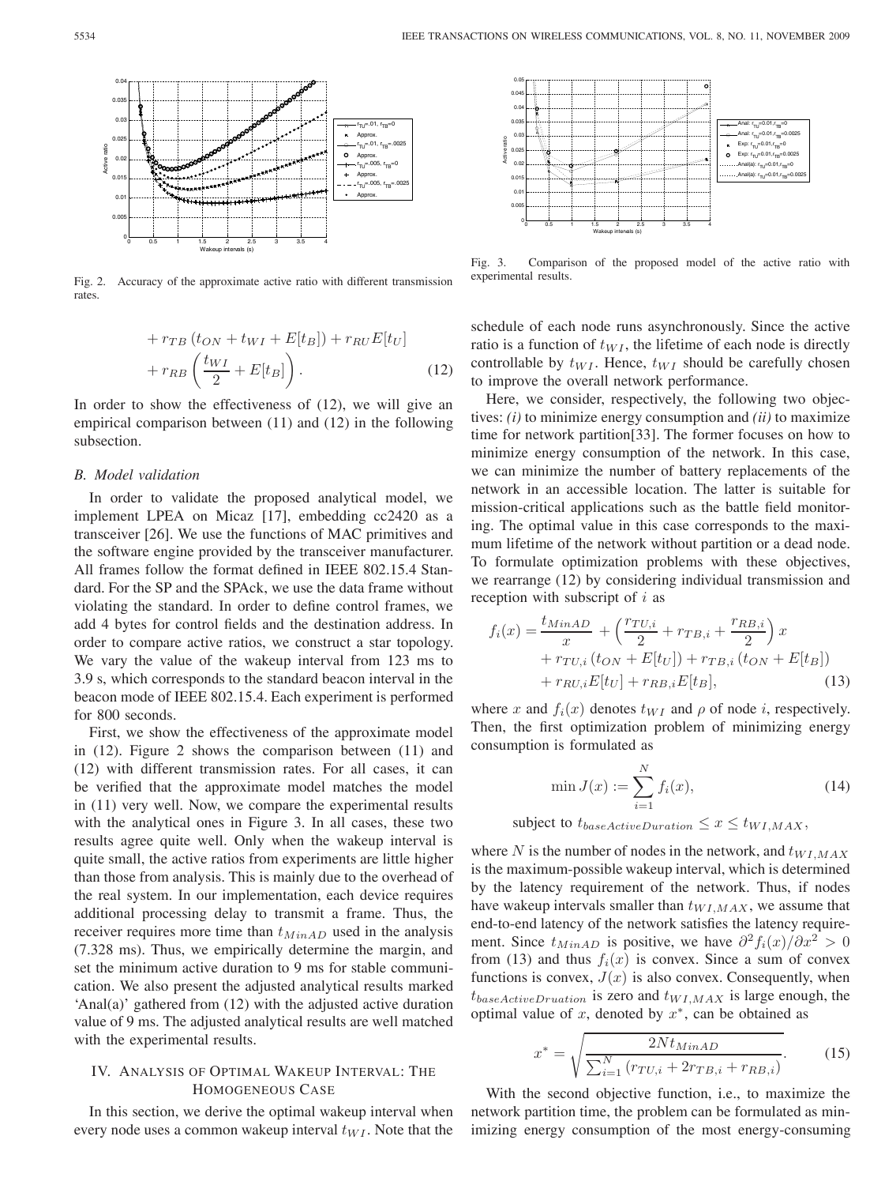Fig. 2. Accuracy of the approximate active ratio with different transmission rates.

Fig. 3. Comparison of the proposed model of the active ratio with experimental results.

$$+ r_{TB}\left(t_{ON} + t_{WI} + E[t_B]\right) + r_{RU}E[t_U] + r_{RB}\left(\frac{t_{WI}}{2} + E[t_B]\right). \quad (12)$$

In order to show the effectiveness of (12), we will give an empirical comparison between (11) and (12) in the following subsection.

### B. Model validation

In order to validate the proposed analytical model, we implement LPEA on Micaz [17], embedding cc2420 as a transceiver [26]. We use the functions of MAC primitives and the software engine provided by the transceiver manufacturer. All frames follow the format defined in IEEE 802.15.4 Standard. For the SP and the SPAck, we use the data frame without violating the standard. In order to define control frames, we add 4 bytes for control fields and the destination address. In order to compare active ratios, we construct a star topology. We vary the value of the wakeup interval from 123 ms to 3.9 s, which corresponds to the standard beacon interval in the beacon mode of IEEE 802.15.4. Each experiment is performed for 800 seconds.

First, we show the effectiveness of the approximate model in (12). Figure 2 shows the comparison between (11) and (12) with different transmission rates. For all cases, it can be verified that the approximate model matches the model in (11) very well. Now, we compare the experimental results with the analytical ones in Figure 3. In all cases, these two results agree quite well. Only when the wakeup interval is quite small, the active ratios from experiments are little higher than those from analysis. This is mainly due to the overhead of the real system. In our implementation, each device requires additional processing delay to transmit a frame. Thus, the receiver requires more time than $t_{MinAD}$ used in the analysis (7.328 ms). Thus, we empirically determine the margin, and set the minimum active duration to 9 ms for stable communication. We also present the adjusted analytical results marked 'Anal(a)' gathered from (12) with the adjusted active duration value of 9 ms. The adjusted analytical results are well matched with the experimental results.

## IV. Analysis of Optimal Wakeup Interval: The Homogeneous Case

In this section, we derive the optimal wakeup interval when every node uses a common wakeup interval $t_{WI}$. Note that the schedule of each node runs asynchronously. Since the active ratio is a function of $t_{WI}$, the lifetime of each node is directly controllable by $t_{WI}$. Hence, $t_{WI}$ should be carefully chosen to improve the overall network performance.

Here, we consider, respectively, the following two objectives: *(i)* to minimize energy consumption and *(ii)* to maximize time for network partition[33]. The former focuses on how to minimize energy consumption of the network. In this case, we can minimize the number of battery replacements of the network in an accessible location. The latter is suitable for mission-critical applications such as the battle field monitoring. The optimal value in this case corresponds to the maximum lifetime of the network without partition or a dead node. To formulate optimization problems with these objectives, we rearrange (12) by considering individual transmission and reception with subscript of $i$ as

$$\begin{aligned} f_i(x) = &\frac{t_{MinAD}}{x} + \left(\frac{r_{TU,i}}{2} + r_{TB,i} + \frac{r_{RB,i}}{2}\right)x \\ &+ r_{TU,i}\left(t_{ON} + E[t_U]\right) + r_{TB,i}\left(t_{ON} + E[t_B]\right) \\ &+ r_{RU,i}E[t_U] + r_{RB,i}E[t_B], \end{aligned} \quad (13)$$

where $x$ and $f_i(x)$ denotes $t_{WI}$ and $\rho$ of node $i$, respectively. Then, the first optimization problem of minimizing energy consumption is formulated as

$$\min J(x) := \sum_{i=1}^{N} f_i(x), \quad (14)$$

$$\text{subject to } t_{baseActiveDuration} \le x \le t_{WI,MAX},$$

where $N$ is the number of nodes in the network, and $t_{WI,MAX}$ is the maximum-possible wakeup interval, which is determined by the latency requirement of the network. Thus, if nodes have wakeup intervals smaller than $t_{WI,MAX}$, we assume that end-to-end latency of the network satisfies the latency requirement. Since $t_{MinAD}$ is positive, we have $\partial^2 f_i(x)/\partial x^2 > 0$ from (13) and thus $f_i(x)$ is convex. Since a sum of convex functions is convex, $J(x)$ is also convex. Consequently, when $t_{baseActiveDruation}$ is zero and $t_{WI,MAX}$ is large enough, the optimal value of $x$, denoted by $x^*$, can be obtained as

$$x^* = \sqrt{\frac{2Nt_{MinAD}}{\sum_{i=1}^{N}\left(r_{TU,i} + 2r_{TB,i} + r_{RB,i}\right)}}. \quad (15)$$

With the second objective function, i.e., to maximize the network partition time, the problem can be formulated as minimizing energy consumption of the most energy-consuming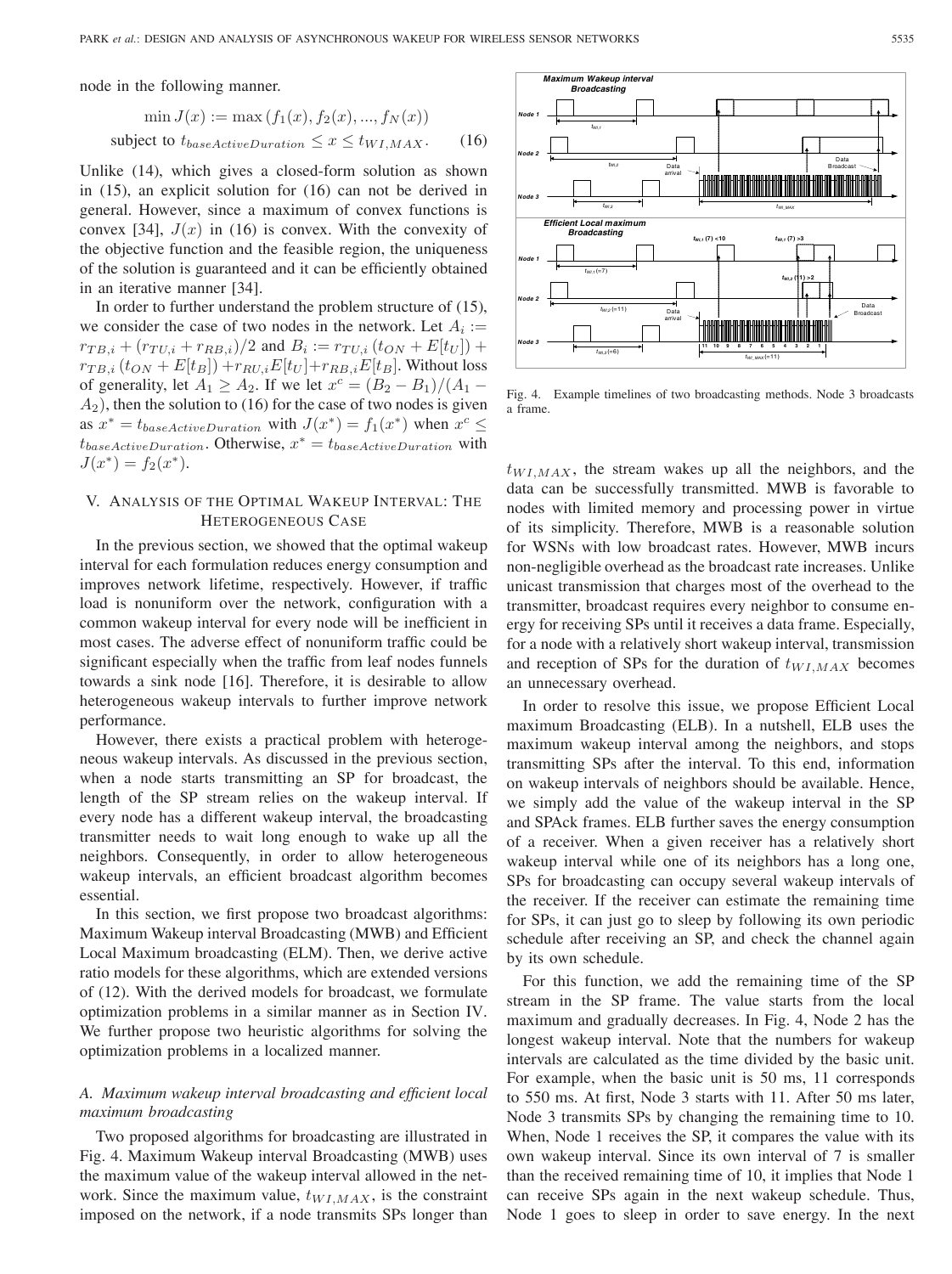node in the following manner.

$$\min J(x) := \max\left(f_1(x), f_2(x), ..., f_N(x)\right)$$
$$\text{subject to } t_{baseActiveDuration} \le x \le t_{WI,MAX}. \qquad (16)$$

Unlike (14), which gives a closed-form solution as shown in (15), an explicit solution for (16) can not be derived in general. However, since a maximum of convex functions is convex [34], $J(x)$ in (16) is convex. With the convexity of the objective function and the feasible region, the uniqueness of the solution is guaranteed and it can be efficiently obtained in an iterative manner [34].

In order to further understand the problem structure of (15), we consider the case of two nodes in the network. Let $A_i := r_{TB,i} + (r_{TU,i} + r_{RB,i})/2$ and $B_i := r_{TU,i}\,(t_{ON} + E[t_U]) + r_{TB,i}\,(t_{ON} + E[t_B]) + r_{RU,i}E[t_U] + r_{RB,i}E[t_B]$. Without loss of generality, let $A_1 \ge A_2$. If we let $x^c = (B_2 - B_1)/(A_1 - A_2)$, then the solution to (16) for the case of two nodes is given as $x^* = t_{baseActiveDuration}$ with $J(x^*) = f_1(x^*)$ when $x^c \le t_{baseActiveDuration}$. Otherwise, $x^* = t_{baseActiveDuration}$ with $J(x^*) = f_2(x^*)$.

## V. Analysis of the Optimal Wakeup Interval: The Heterogeneous Case

In the previous section, we showed that the optimal wakeup interval for each formulation reduces energy consumption and improves network lifetime, respectively. However, if traffic load is nonuniform over the network, configuration with a common wakeup interval for every node will be inefficient in most cases. The adverse effect of nonuniform traffic could be significant especially when the traffic from leaf nodes funnels towards a sink node [16]. Therefore, it is desirable to allow heterogeneous wakeup intervals to further improve network performance.

However, there exists a practical problem with heterogeneous wakeup intervals. As discussed in the previous section, when a node starts transmitting an SP for broadcast, the length of the SP stream relies on the wakeup interval. If every node has a different wakeup interval, the broadcasting transmitter needs to wait long enough to wake up all the neighbors. Consequently, in order to allow heterogeneous wakeup intervals, an efficient broadcast algorithm becomes essential.

In this section, we first propose two broadcast algorithms: Maximum Wakeup interval Broadcasting (MWB) and Efficient Local Maximum broadcasting (ELM). Then, we derive active ratio models for these algorithms, which are extended versions of (12). With the derived models for broadcast, we formulate optimization problems in a similar manner as in Section IV. We further propose two heuristic algorithms for solving the optimization problems in a localized manner.

### A. Maximum wakeup interval broadcasting and efficient local maximum broadcasting

Two proposed algorithms for broadcasting are illustrated in Fig. 4. Maximum Wakeup interval Broadcasting (MWB) uses the maximum value of the wakeup interval allowed in the network. Since the maximum value, $t_{WI,MAX}$, is the constraint imposed on the network, if a node transmits SPs longer than $t_{WI,MAX}$, the stream wakes up all the neighbors, and the data can be successfully transmitted. MWB is favorable to nodes with limited memory and processing power in virtue of its simplicity. Therefore, MWB is a reasonable solution for WSNs with low broadcast rates. However, MWB incurs non-negligible overhead as the broadcast rate increases. Unlike unicast transmission that charges most of the overhead to the transmitter, broadcast requires every neighbor to consume energy for receiving SPs until it receives a data frame. Especially, for a node with a relatively short wakeup interval, transmission and reception of SPs for the duration of $t_{WI,MAX}$ becomes an unnecessary overhead.

Fig. 4. Example timelines of two broadcasting methods. Node 3 broadcasts a frame.

In order to resolve this issue, we propose Efficient Local maximum Broadcasting (ELB). In a nutshell, ELB uses the maximum wakeup interval among the neighbors, and stops transmitting SPs after the interval. To this end, information on wakeup intervals of neighbors should be available. Hence, we simply add the value of the wakeup interval in the SP and SPAck frames. ELB further saves the energy consumption of a receiver. When a given receiver has a relatively short wakeup interval while one of its neighbors has a long one, SPs for broadcasting can occupy several wakeup intervals of the receiver. If the receiver can estimate the remaining time for SPs, it can just go to sleep by following its own periodic schedule after receiving an SP, and check the channel again by its own schedule.

For this function, we add the remaining time of the SP stream in the SP frame. The value starts from the local maximum and gradually decreases. In Fig. 4, Node 2 has the longest wakeup interval. Note that the numbers for wakeup intervals are calculated as the time divided by the basic unit. For example, when the basic unit is 50 ms, 11 corresponds to 550 ms. At first, Node 3 starts with 11. After 50 ms later, Node 3 transmits SPs by changing the remaining time to 10. When, Node 1 receives the SP, it compares the value with its own wakeup interval. Since its own interval of 7 is smaller than the received remaining time of 10, it implies that Node 1 can receive SPs again in the next wakeup schedule. Thus, Node 1 goes to sleep in order to save energy. In the next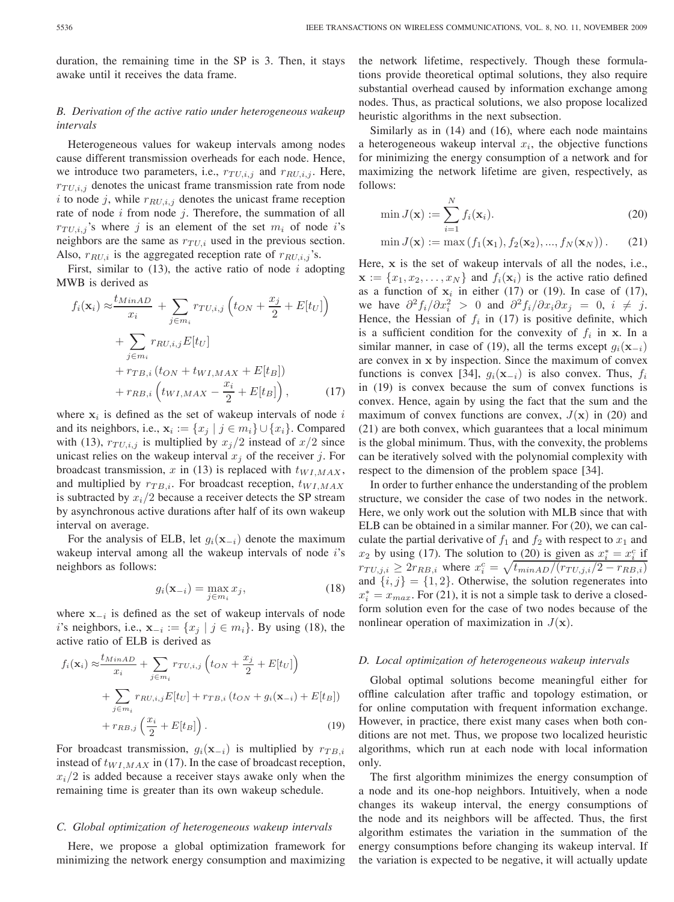duration, the remaining time in the SP is 3. Then, it stays awake until it receives the data frame.

### B. Derivation of the active ratio under heterogeneous wakeup intervals

Heterogeneous values for wakeup intervals among nodes cause different transmission overheads for each node. Hence, we introduce two parameters, i.e., $r_{TU,i,j}$ and $r_{RU,i,j}$. Here, $r_{TU,i,j}$ denotes the unicast frame transmission rate from node $i$ to node $j$, while $r_{RU,i,j}$ denotes the unicast frame reception rate of node $i$ from node $j$. Therefore, the summation of all $r_{TU,i,j}$'s where $j$ is an element of the set $m_i$ of node $i$'s neighbors are the same as $r_{TU,i}$ used in the previous section. Also, $r_{RU,i}$ is the aggregated reception rate of $r_{RU,i,j}$'s.

First, similar to (13), the active ratio of node $i$ adopting MWB is derived as

$$
\begin{aligned}
f_i(\mathbf{x}_i) \approx & \frac{t_{MinAD}}{x_i} + \sum_{j \in m_i} r_{TU,i,j}\left(t_{ON} + \frac{x_j}{2} + E[t_U]\right) \\
& + \sum_{j \in m_i} r_{RU,i,j} E[t_U] \\
& + r_{TB,i}\left(t_{ON} + t_{WI,MAX} + E[t_B]\right) \\
& + r_{RB,i}\left(t_{WI,MAX} - \frac{x_i}{2} + E[t_B]\right), \qquad (17)
\end{aligned}
$$

where $\mathbf{x}_i$ is defined as the set of wakeup intervals of node $i$ and its neighbors, i.e., $\mathbf{x}_i := \{x_j \mid j \in m_i\} \cup \{x_i\}$. Compared with (13), $r_{TU,i,j}$ is multiplied by $x_j/2$ instead of $x/2$ since unicast relies on the wakeup interval $x_j$ of the receiver $j$. For broadcast transmission, $x$ in (13) is replaced with $t_{WI,MAX}$, and multiplied by $r_{TB,i}$. For broadcast reception, $t_{WI,MAX}$ is subtracted by $x_i/2$ because a receiver detects the SP stream by asynchronous active durations after half of its own wakeup interval on average.

For the analysis of ELB, let $g_i(\mathbf{x}_{-i})$ denote the maximum wakeup interval among all the wakeup intervals of node $i$'s neighbors as follows:

$$
g_i(\mathbf{x}_{-i}) = \max_{j \in m_i} x_j, \qquad (18)
$$

where $\mathbf{x}_{-i}$ is defined as the set of wakeup intervals of node $i$'s neighbors, i.e., $\mathbf{x}_{-i} := \{x_j \mid j \in m_i\}$. By using (18), the active ratio of ELB is derived as

$$
\begin{aligned}
f_i(\mathbf{x}_i) \approx & \frac{t_{MinAD}}{x_i} + \sum_{j \in m_i} r_{TU,i,j}\left(t_{ON} + \frac{x_j}{2} + E[t_U]\right) \\
& + \sum_{j \in m_i} r_{RU,i,j} E[t_U] + r_{TB,i}\left(t_{ON} + g_i(\mathbf{x}_{-i}) + E[t_B]\right) \\
& + r_{RB,j}\left(\frac{x_i}{2} + E[t_B]\right). \qquad (19)
\end{aligned}
$$

For broadcast transmission, $g_i(\mathbf{x}_{-i})$ is multiplied by $r_{TB,i}$ instead of $t_{WI,MAX}$ in (17). In the case of broadcast reception, $x_i/2$ is added because a receiver stays awake only when the remaining time is greater than its own wakeup schedule.

### C. Global optimization of heterogeneous wakeup intervals

Here, we propose a global optimization framework for minimizing the network energy consumption and maximizing the network lifetime, respectively. Though these formulations provide theoretical optimal solutions, they also require substantial overhead caused by information exchange among nodes. Thus, as practical solutions, we also propose localized heuristic algorithms in the next subsection.

Similarly as in (14) and (16), where each node maintains a heterogeneous wakeup interval $x_i$, the objective functions for minimizing the energy consumption of a network and for maximizing the network lifetime are given, respectively, as follows:

$$
\min J(\mathbf{x}) := \sum_{i=1}^{N} f_i(\mathbf{x}_i). \qquad (20)
$$

$$
\min J(\mathbf{x}) := \max\left(f_1(\mathbf{x}_1), f_2(\mathbf{x}_2), ..., f_N(\mathbf{x}_N)\right). \qquad (21)
$$

Here, $\mathbf{x}$ is the set of wakeup intervals of all the nodes, i.e., $\mathbf{x} := \{x_1, x_2, \ldots, x_N\}$ and $f_i(\mathbf{x}_i)$ is the active ratio defined as a function of $\mathbf{x}_i$ in either (17) or (19). In case of (17), we have $\partial^2 f_i/\partial x_i^2 > 0$ and $\partial^2 f_i/\partial x_i \partial x_j = 0$, $i \neq j$. Hence, the Hessian of $f_i$ in (17) is positive definite, which is a sufficient condition for the convexity of $f_i$ in $\mathbf{x}$. In a similar manner, in case of (19), all the terms except $g_i(\mathbf{x}_{-i})$ are convex in $\mathbf{x}$ by inspection. Since the maximum of convex functions is convex [34], $g_i(\mathbf{x}_{-i})$ is also convex. Thus, $f_i$ in (19) is convex because the sum of convex functions is convex. Hence, again by using the fact that the sum and the maximum of convex functions are convex, $J(\mathbf{x})$ in (20) and (21) are both convex, which guarantees that a local minimum is the global minimum. Thus, with the convexity, the problems can be iteratively solved with the polynomial complexity with respect to the dimension of the problem space [34].

In order to further enhance the understanding of the problem structure, we consider the case of two nodes in the network. Here, we only work out the solution with MLB since that with ELB can be obtained in a similar manner. For (20), we can calculate the partial derivative of $f_1$ and $f_2$ with respect to $x_1$ and $x_2$ by using (17). The solution to (20) is given as $x_i^* = x_i^c$ if $r_{TU,j,i} \geq 2r_{RB,i}$ where $x_i^c = \sqrt{t_{minAD}/(r_{TU,j,i}/2 - r_{RB,i})}$ and $\{i, j\} = \{1, 2\}$. Otherwise, the solution regenerates into $x_i^* = x_{max}$. For (21), it is not a simple task to derive a closed-form solution even for the case of two nodes because of the nonlinear operation of maximization in $J(\mathbf{x})$.

### D. Local optimization of heterogeneous wakeup intervals

Global optimal solutions become meaningful either for offline calculation after traffic and topology estimation, or for online computation with frequent information exchange. However, in practice, there exist many cases when both conditions are not met. Thus, we propose two localized heuristic algorithms, which run at each node with local information only.

The first algorithm minimizes the energy consumption of a node and its one-hop neighbors. Intuitively, when a node changes its wakeup interval, the energy consumptions of the node and its neighbors will be affected. Thus, the first algorithm estimates the variation in the summation of the energy consumptions before changing its wakeup interval. If the variation is expected to be negative, it will actually update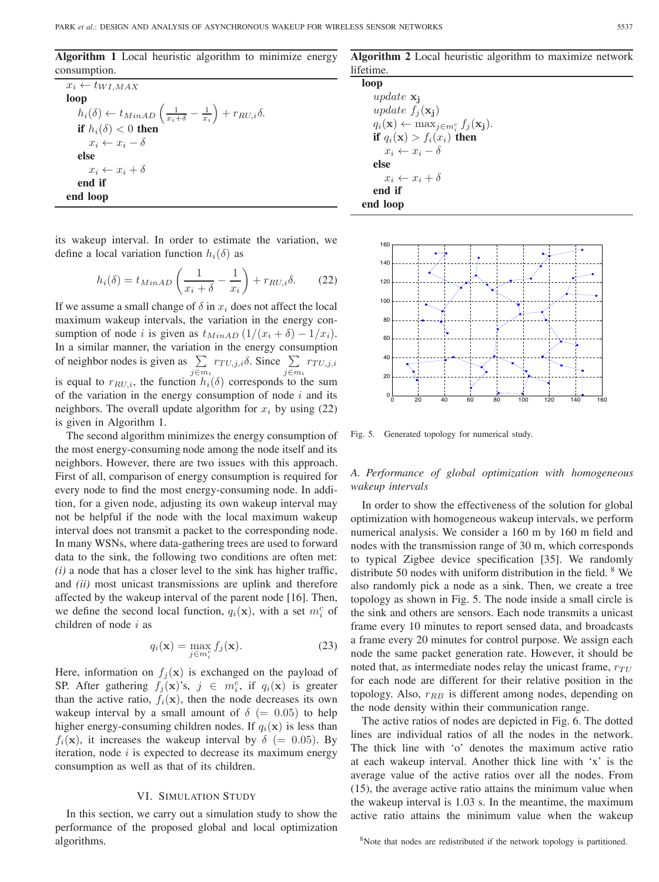**Algorithm 1** Local heuristic algorithm to minimize energy consumption.

```
x_i ← t_{WI,MAX}
loop
    h_i(δ) ← t_{MinAD} (1/(x_i+δ) − 1/x_i) + r_{RU,i} δ.
    if h_i(δ) < 0 then
        x_i ← x_i − δ
    else
        x_i ← x_i + δ
    end if
end loop
```

its wakeup interval. In order to estimate the variation, we define a local variation function $h_i(\delta)$ as

$$h_i(\delta) = t_{MinAD}\left(\frac{1}{x_i+\delta} - \frac{1}{x_i}\right) + r_{RU,i}\delta. \tag{22}$$

If we assume a small change of $\delta$ in $x_i$ does not affect the local maximum wakeup intervals, the variation in the energy consumption of node $i$ is given as $t_{MinAD}\left(1/(x_i+\delta) - 1/x_i\right)$. In a similar manner, the variation in the energy consumption of neighbor nodes is given as $\sum_{j\in m_i} r_{TU,j,i}\delta$. Since $\sum_{j\in m_i} r_{TU,j,i}$ is equal to $r_{RU,i}$, the function $h_i(\delta)$ corresponds to the sum of the variation in the energy consumption of node $i$ and its neighbors. The overall update algorithm for $x_i$ by using (22) is given in Algorithm 1.

The second algorithm minimizes the energy consumption of the most energy-consuming node among the node itself and its neighbors. However, there are two issues with this approach. First of all, comparison of energy consumption is required for every node to find the most energy-consuming node. In addition, for a given node, adjusting its own wakeup interval may not be helpful if the node with the local maximum wakeup interval does not transmit a packet to the corresponding node. In many WSNs, where data-gathering trees are used to forward data to the sink, the following two conditions are often met: *(i)* a node that has a closer level to the sink has higher traffic, and *(ii)* most unicast transmissions are uplink and therefore affected by the wakeup interval of the parent node [16]. Then, we define the second local function, $q_i(\mathbf{x})$, with a set $m_i^c$ of children of node $i$ as

$$q_i(\mathbf{x}) = \max_{j\in m_i^c} f_j(\mathbf{x}). \tag{23}$$

Here, information on $f_j(\mathbf{x})$ is exchanged on the payload of SP. After gathering $f_j(\mathbf{x})$'s, $j \in m_i^c$, if $q_i(\mathbf{x})$ is greater than the active ratio, $f_i(\mathbf{x})$, then the node decreases its own wakeup interval by a small amount of $\delta$ $(= 0.05)$ to help higher energy-consuming children nodes. If $q_i(\mathbf{x})$ is less than $f_i(\mathbf{x})$, it increases the wakeup interval by $\delta$ $(= 0.05)$. By iteration, node $i$ is expected to decrease its maximum energy consumption as well as that of its children.

**Algorithm 2** Local heuristic algorithm to maximize network lifetime.

```
loop
    update x_j
    update f_j(x_j)
    q_i(x) ← max_{j∈m_i^c} f_j(x_j).
    if q_i(x) > f_i(x_i) then
        x_i ← x_i − δ
    else
        x_i ← x_i + δ
    end if
end loop
```

## VI. Simulation Study

In this section, we carry out a simulation study to show the performance of the proposed global and local optimization algorithms.

Fig. 5. Generated topology for numerical study.

### A. Performance of global optimization with homogeneous wakeup intervals

In order to show the effectiveness of the solution for global optimization with homogeneous wakeup intervals, we perform numerical analysis. We consider a 160 m by 160 m field and nodes with the transmission range of 30 m, which corresponds to typical Zigbee device specification [35]. We randomly distribute 50 nodes with uniform distribution in the field. [8] We also randomly pick a node as a sink. Then, we create a tree topology as shown in Fig. 5. The node inside a small circle is the sink and others are sensors. Each node transmits a unicast frame every 10 minutes to report sensed data, and broadcasts a frame every 20 minutes for control purpose. We assign each node the same packet generation rate. However, it should be noted that, as intermediate nodes relay the unicast frame, $r_{TU}$ for each node are different for their relative position in the topology. Also, $r_{RB}$ is different among nodes, depending on the node density within their communication range.

The active ratios of nodes are depicted in Fig. 6. The dotted lines are individual ratios of all the nodes in the network. The thick line with 'o' denotes the maximum active ratio at each wakeup interval. Another thick line with 'x' is the average value of the active ratios over all the nodes. From (15), the average active ratio attains the minimum value when the wakeup interval is 1.03 s. In the meantime, the maximum active ratio attains the minimum value when the wakeup

[8] Note that nodes are redistributed if the network topology is partitioned.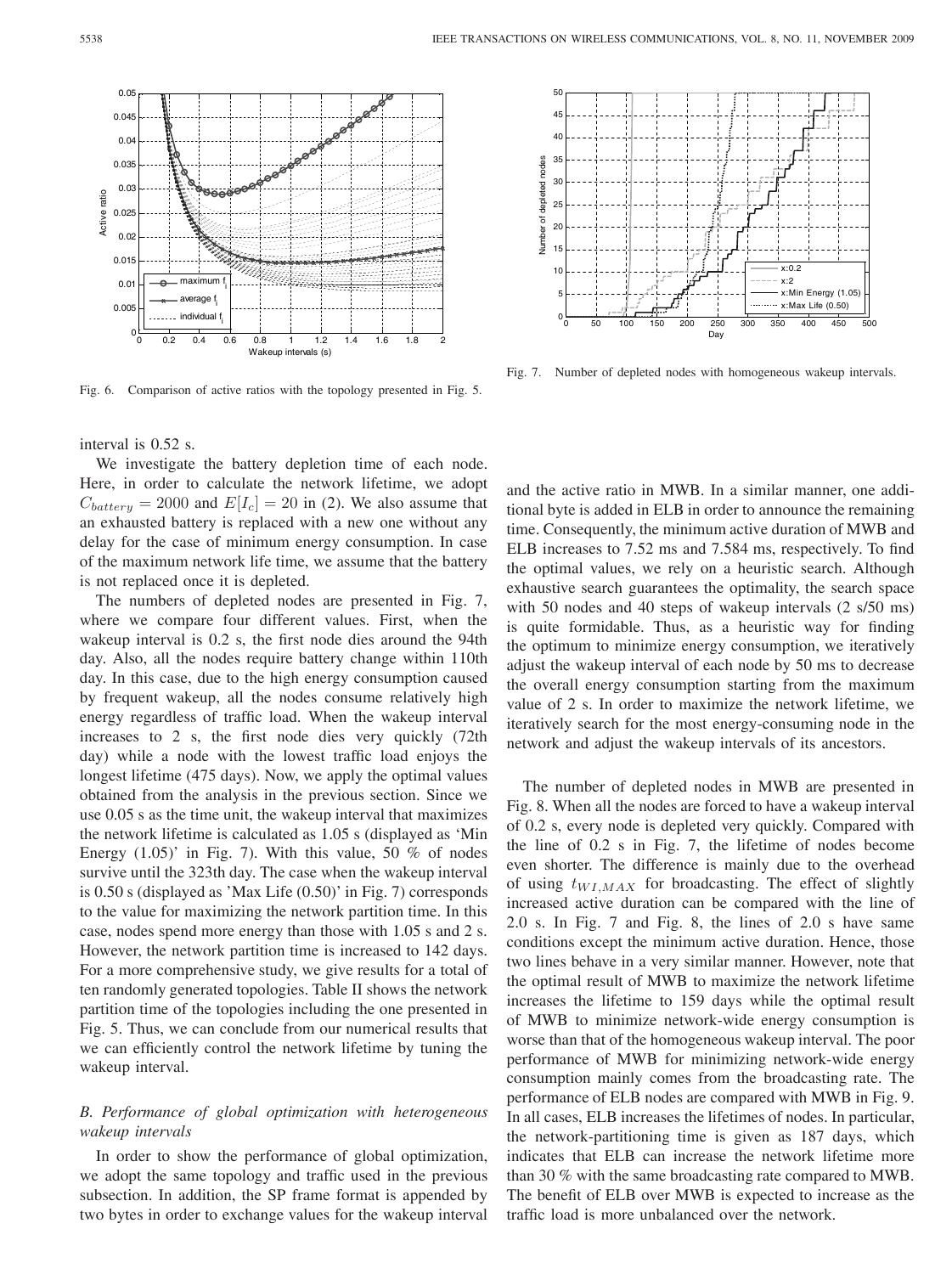Fig. 6. Comparison of active ratios with the topology presented in Fig. 5.

Fig. 7. Number of depleted nodes with homogeneous wakeup intervals.

interval is 0.52 s.

We investigate the battery depletion time of each node. Here, in order to calculate the network lifetime, we adopt $C_{battery} = 2000$ and $E[I_c] = 20$ in (2). We also assume that an exhausted battery is replaced with a new one without any delay for the case of minimum energy consumption. In case of the maximum network life time, we assume that the battery is not replaced once it is depleted.

The numbers of depleted nodes are presented in Fig. 7, where we compare four different values. First, when the wakeup interval is 0.2 s, the first node dies around the 94th day. Also, all the nodes require battery change within 110th day. In this case, due to the high energy consumption caused by frequent wakeup, all the nodes consume relatively high energy regardless of traffic load. When the wakeup interval increases to 2 s, the first node dies very quickly (72th day) while a node with the lowest traffic load enjoys the longest lifetime (475 days). Now, we apply the optimal values obtained from the analysis in the previous section. Since we use 0.05 s as the time unit, the wakeup interval that maximizes the network lifetime is calculated as 1.05 s (displayed as 'Min Energy (1.05)' in Fig. 7). With this value, 50 % of nodes survive until the 323th day. The case when the wakeup interval is 0.50 s (displayed as 'Max Life (0.50)' in Fig. 7) corresponds to the value for maximizing the network partition time. In this case, nodes spend more energy than those with 1.05 s and 2 s. However, the network partition time is increased to 142 days. For a more comprehensive study, we give results for a total of ten randomly generated topologies. Table II shows the network partition time of the topologies including the one presented in Fig. 5. Thus, we can conclude from our numerical results that we can efficiently control the network lifetime by tuning the wakeup interval.

### B. Performance of global optimization with heterogeneous wakeup intervals

In order to show the performance of global optimization, we adopt the same topology and traffic used in the previous subsection. In addition, the SP frame format is appended by two bytes in order to exchange values for the wakeup interval and the active ratio in MWB. In a similar manner, one additional byte is added in ELB in order to announce the remaining time. Consequently, the minimum active duration of MWB and ELB increases to 7.52 ms and 7.584 ms, respectively. To find the optimal values, we rely on a heuristic search. Although exhaustive search guarantees the optimality, the search space with 50 nodes and 40 steps of wakeup intervals (2 s/50 ms) is quite formidable. Thus, as a heuristic way for finding the optimum to minimize energy consumption, we iteratively adjust the wakeup interval of each node by 50 ms to decrease the overall energy consumption starting from the maximum value of 2 s. In order to maximize the network lifetime, we iteratively search for the most energy-consuming node in the network and adjust the wakeup intervals of its ancestors.

The number of depleted nodes in MWB are presented in Fig. 8. When all the nodes are forced to have a wakeup interval of 0.2 s, every node is depleted very quickly. Compared with the line of 0.2 s in Fig. 7, the lifetime of nodes become even shorter. The difference is mainly due to the overhead of using $t_{WI,MAX}$ for broadcasting. The effect of slightly increased active duration can be compared with the line of 2.0 s. In Fig. 7 and Fig. 8, the lines of 2.0 s have same conditions except the minimum active duration. Hence, those two lines behave in a very similar manner. However, note that the optimal result of MWB to maximize the network lifetime increases the lifetime to 159 days while the optimal result of MWB to minimize network-wide energy consumption is worse than that of the homogeneous wakeup interval. The poor performance of MWB for minimizing network-wide energy consumption mainly comes from the broadcasting rate. The performance of ELB nodes are compared with MWB in Fig. 9. In all cases, ELB increases the lifetimes of nodes. In particular, the network-partitioning time is given as 187 days, which indicates that ELB can increase the network lifetime more than 30 % with the same broadcasting rate compared to MWB. The benefit of ELB over MWB is expected to increase as the traffic load is more unbalanced over the network.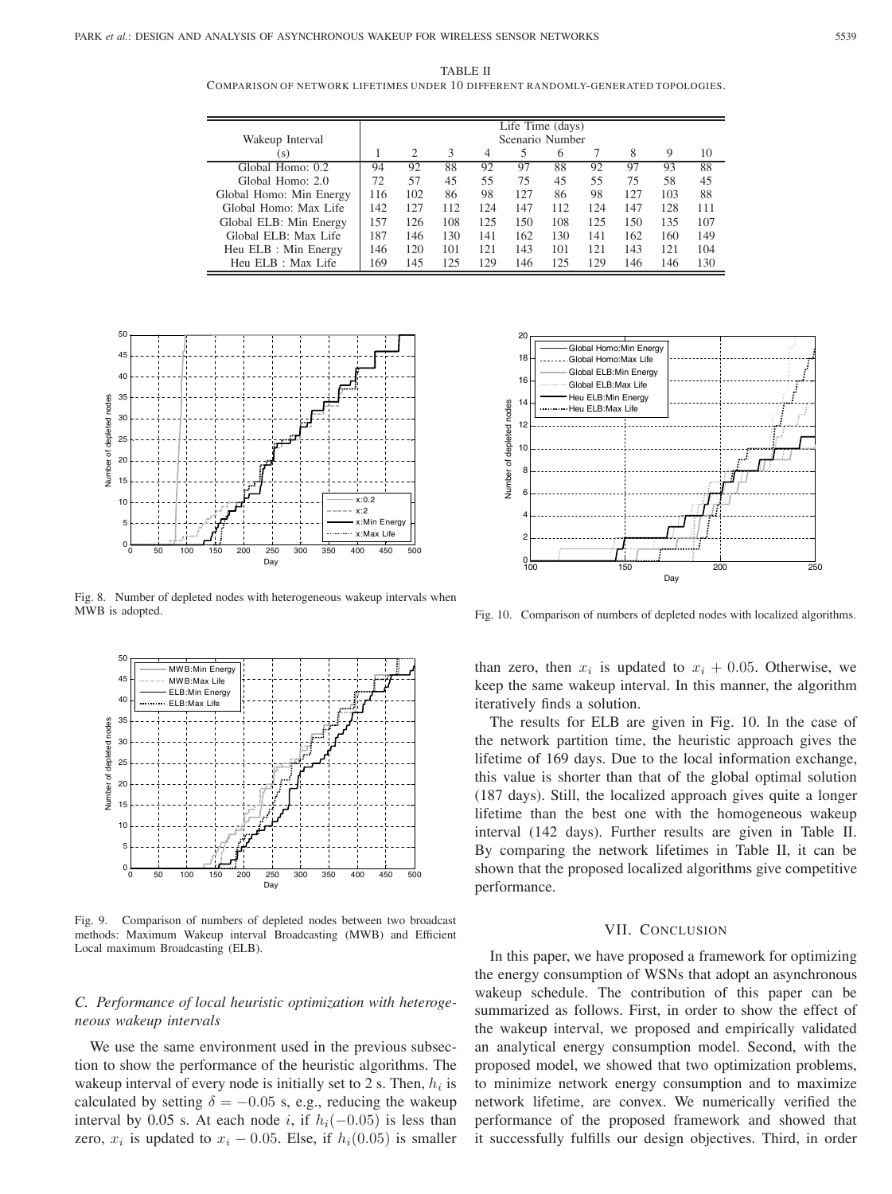TABLE II
COMPARISON OF NETWORK LIFETIMES UNDER 10 DIFFERENT RANDOMLY-GENERATED TOPOLOGIES.

| Wakeup Interval (s) | Life Time (days) Scenario Number | | | | | | | | | |
|---|---|---|---|---|---|---|---|---|---|---|
| | 1 | 2 | 3 | 4 | 5 | 6 | 7 | 8 | 9 | 10 |
| Global Homo: 0.2 | 94 | 92 | 88 | 92 | 97 | 88 | 92 | 97 | 93 | 88 |
| Global Homo: 2.0 | 72 | 57 | 45 | 55 | 75 | 45 | 55 | 75 | 58 | 45 |
| Global Homo: Min Energy | 116 | 102 | 86 | 98 | 127 | 86 | 98 | 127 | 103 | 88 |
| Global Homo: Max Life | 142 | 127 | 112 | 124 | 147 | 112 | 124 | 147 | 128 | 111 |
| Global ELB: Min Energy | 157 | 126 | 108 | 125 | 150 | 108 | 125 | 150 | 135 | 107 |
| Global ELB: Max Life | 187 | 146 | 130 | 141 | 162 | 130 | 141 | 162 | 160 | 149 |
| Heu ELB : Min Energy | 146 | 120 | 101 | 121 | 143 | 101 | 121 | 143 | 121 | 104 |
| Heu ELB : Max Life | 169 | 145 | 125 | 129 | 146 | 125 | 129 | 146 | 146 | 130 |

Fig. 8. Number of depleted nodes with heterogeneous wakeup intervals when MWB is adopted.

Fig. 9. Comparison of numbers of depleted nodes between two broadcast methods: Maximum Wakeup interval Broadcasting (MWB) and Efficient Local maximum Broadcasting (ELB).

Fig. 10. Comparison of numbers of depleted nodes with localized algorithms.

### C. Performance of local heuristic optimization with heterogeneous wakeup intervals

We use the same environment used in the previous subsection to show the performance of the heuristic algorithms. The wakeup interval of every node is initially set to 2 s. Then, $h_i$ is calculated by setting $\delta = -0.05$ s, e.g., reducing the wakeup interval by 0.05 s. At each node $i$, if $h_i(-0.05)$ is less than zero, $x_i$ is updated to $x_i - 0.05$. Else, if $h_i(0.05)$ is smaller than zero, then $x_i$ is updated to $x_i + 0.05$. Otherwise, we keep the same wakeup interval. In this manner, the algorithm iteratively finds a solution.

The results for ELB are given in Fig. 10. In the case of the network partition time, the heuristic approach gives the lifetime of 169 days. Due to the local information exchange, this value is shorter than that of the global optimal solution (187 days). Still, the localized approach gives quite a longer lifetime than the best one with the homogeneous wakeup interval (142 days). Further results are given in Table II. By comparing the network lifetimes in Table II, it can be shown that the proposed localized algorithms give competitive performance.

## VII. CONCLUSION

In this paper, we have proposed a framework for optimizing the energy consumption of WSNs that adopt an asynchronous wakeup schedule. The contribution of this paper can be summarized as follows. First, in order to show the effect of the wakeup interval, we proposed and empirically validated an analytical energy consumption model. Second, with the proposed model, we showed that two optimization problems, to minimize network energy consumption and to maximize network lifetime, are convex. We numerically verified the performance of the proposed framework and showed that it successfully fulfills our design objectives. Third, in order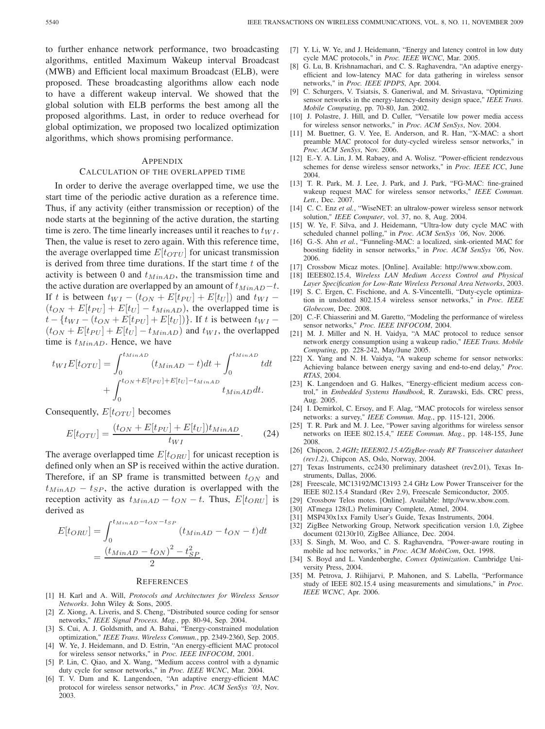to further enhance network performance, two broadcasting algorithms, entitled Maximum Wakeup interval Broadcast (MWB) and Efficient local maximum Broadcast (ELB), were proposed. These broadcasting algorithms allow each node to have a different wakeup interval. We showed that the global solution with ELB performs the best among all the proposed algorithms. Last, in order to reduce overhead for global optimization, we proposed two localized optimization algorithms, which shows promising performance.

## Appendix
### Calculation of the Overlapped Time

In order to derive the average overlapped time, we use the start time of the periodic active duration as a reference time. Thus, if any activity (either transmission or reception) of the node starts at the beginning of the active duration, the starting time is zero. The time linearly increases until it reaches to $t_{WI}$. Then, the value is reset to zero again. With this reference time, the average overlapped time $E[t_{OTU}]$ for unicast transmission is derived from three time durations. If the start time $t$ of the activity is between 0 and $t_{MinAD}$, the transmission time and the active duration are overlapped by an amount of $t_{MinAD}-t$. If $t$ is between $t_{WI} - (t_{ON} + E[t_{PU}] + E[t_U])$ and $t_{WI} - (t_{ON} + E[t_{PU}] + E[t_U] - t_{MinAD})$, the overlapped time is $t - \{t_{WI} - (t_{ON} + E[t_{PU}] + E[t_U])\}$. If $t$ is between $t_{WI} - (t_{ON} + E[t_{PU}] + E[t_U] - t_{MinAD})$ and $t_{WI}$, the overlapped time is $t_{MinAD}$. Hence, we have

$$t_{WI}E[t_{OTU}] = \int_0^{t_{MinAD}} (t_{MinAD} - t)dt + \int_0^{t_{MinAD}} t dt + \int_0^{t_{ON}+E[t_{PU}]+E[t_U]-t_{MinAD}} t_{MinAD} dt.$$

Consequently, $E[t_{OTU}]$ becomes

$$E[t_{OTU}] = \frac{(t_{ON} + E[t_{PU}] + E[t_U])t_{MinAD}}{t_{WI}}. \quad (24)$$

The average overlapped time $E[t_{ORU}]$ for unicast reception is defined only when an SP is received within the active duration. Therefore, if an SP frame is transmitted between $t_{ON}$ and $t_{MinAD} - t_{SP}$, the active duration is overlapped with the reception activity as $t_{MinAD} - t_{ON} - t$. Thus, $E[t_{ORU}]$ is derived as

$$E[t_{ORU}] = \int_0^{t_{MinAD}-t_{ON}-t_{SP}} (t_{MinAD} - t_{ON} - t)dt = \frac{(t_{MinAD} - t_{ON})^2 - t_{SP}^2}{2}.$$

## References

[1] H. Karl and A. Will, *Protocols and Architectures for Wireless Sensor Networks*. John Wiley & Sons, 2005.

[2] Z. Xiong, A. Liveris, and S. Cheng, "Distributed source coding for sensor networks," *IEEE Signal Process. Mag.*, pp. 80-94, Sep. 2004.

[3] S. Cui, A. J. Goldsmith, and A. Bahai, "Energy-constrained modulation optimization," *IEEE Trans. Wireless Commun.*, pp. 2349-2360, Sep. 2005.

[4] W. Ye, J. Heidemann, and D. Estrin, "An energy-efficient MAC protocol for wireless sensor networks," in *Proc. IEEE INFOCOM*, 2001.

[5] P. Lin, C. Qiao, and X. Wang, "Medium access control with a dynamic duty cycle for sensor networks," in *Proc. IEEE WCNC*, Mar. 2004.

[6] T. V. Dam and K. Langendoen, "An adaptive energy-efficient MAC protocol for wireless sensor networks," in *Proc. ACM SenSys '03*, Nov. 2003.

[7] Y. Li, W. Ye, and J. Heidemann, "Energy and latency control in low duty cycle MAC protocols," in *Proc. IEEE WCNC*, Mar. 2005.

[8] G. Lu, B. Krishnamachari, and C. S. Raghavendra, "An adaptive energy-efficient and low-latency MAC for data gathering in wireless sensor networks," in *Proc. IEEE IPDPS*, Apr. 2004.

[9] C. Schurgers, V. Tsiatsis, S. Ganeriwal, and M. Srivastava, "Optimizing sensor networks in the energy-latency-density design space," *IEEE Trans. Mobile Computing*, pp. 70-80, Jan. 2002.

[10] J. Polastre, J. Hill, and D. Culler, "Versatile low power media access for wireless sensor networks," in *Proc. ACM SenSys*, Nov. 2004.

[11] M. Buettner, G. V. Yee, E. Anderson, and R. Han, "X-MAC: a short preamble MAC protocol for duty-cycled wireless sensor networks," in *Proc. ACM SenSys*, Nov. 2006.

[12] E.-Y. A. Lin, J. M. Rabaey, and A. Wolisz. "Power-efficient rendezvous schemes for dense wireless sensor networks," in *Proc. IEEE ICC*, June 2004.

[13] T. R. Park, M. J. Lee, J. Park, and J. Park, "FG-MAC: fine-grained wakeup request MAC for wireless sensor networks," *IEEE Commun. Lett.*, Dec. 2007.

[14] C. C. Enz *et al.*, "WiseNET: an ultralow-power wireless sensor network solution," *IEEE Computer*, vol. 37, no. 8, Aug. 2004.

[15] W. Ye, F. Silva, and J. Heidemann, "Ultra-low duty cycle MAC with scheduled channel polling," in *Proc. ACM SenSys '06*, Nov. 2006.

[16] G.-S. Ahn *et al.*, "Funneling-MAC: a localized, sink-oriented MAC for boosting fidelity in sensor networks," in *Proc. ACM SenSys '06*, Nov. 2006.

[17] Crossbow Micaz motes. [Online]. Available: http://www.xbow.com.

[18] IEEE802.15.4, *Wireless LAN Medium Access Control and Physical Layer Specification for Low-Rate Wireless Personal Area Networks*, 2003.

[19] S. C. Ergen, C. Fischione, and A. S-Vincentelli, "Duty-cycle optimization in unslotted 802.15.4 wireless sensor networks," in *Proc. IEEE Globecom*, Dec. 2008.

[20] C.-F. Chiasserini and M. Garetto, "Modeling the performance of wireless sensor networks," *Proc. IEEE INFOCOM*, 2004.

[21] M. J. Miller and N. H. Vaidya, "A MAC protocol to reduce sensor network energy consumption using a wakeup radio," *IEEE Trans. Mobile Computing*, pp. 228-242, May/June 2005.

[22] X. Yang and N. H. Vaidya, "A wakeup scheme for sensor networks: Achieving balance between energy saving and end-to-end delay," *Proc. RTAS*, 2004.

[23] K. Langendoen and G. Halkes, "Energy-efficient medium access control," in *Embedded Systems Handbook*, R. Zurawski, Eds. CRC press, Aug. 2005.

[24] I. Demirkol, C. Ersoy, and F. Alag, "MAC protocols for wireless sensor networks: a survey," *IEEE Commun. Mag.*, pp. 115-121, 2006.

[25] T. R. Park and M. J. Lee, "Power saving algorithms for wireless sensor networks on IEEE 802.15.4," *IEEE Commun. Mag.*, pp. 148-155, June 2008.

[26] Chipcon, *2.4GHz IEEE802.15.4/ZigBee-ready RF Transceiver datasheet (rev1.2)*, Chipcon AS, Oslo, Norway, 2004.

[27] Texas Instruments, cc2430 preliminary datasheet (rev2.01), Texas Instruments, Dallas, 2006.

[28] Freescale, MC13192/MC13193 2.4 GHz Low Power Transceiver for the IEEE 802.15.4 Standard (Rev 2.9), Freescale Semiconductor, 2005.

[29] Crossbow Telos motes. [Online]. Available: http://www.xbow.com.

[30] ATmega 128(L) Preliminary Complete, Atmel, 2004.

[31] MSP430x1xx Family User's Guide, Texas Instruments, 2004.

[32] ZigBee Networking Group, Network specification version 1.0, Zigbee document 02130r10, ZigBee Alliance, Dec. 2004.

[33] S. Singh, M. Woo, and C. S. Raghavendra, "Power-aware routing in mobile ad hoc networks," in *Proc. ACM MobiCom*, Oct. 1998.

[34] S. Boyd and L. Vandenberghe, *Convex Optimization*. Cambridge University Press, 2004.

[35] M. Petrova, J. Riihijarvi, P. Mahonen, and S. Labella, "Performance study of IEEE 802.15.4 using measurements and simulations," in *Proc. IEEE WCNC*, Apr. 2006.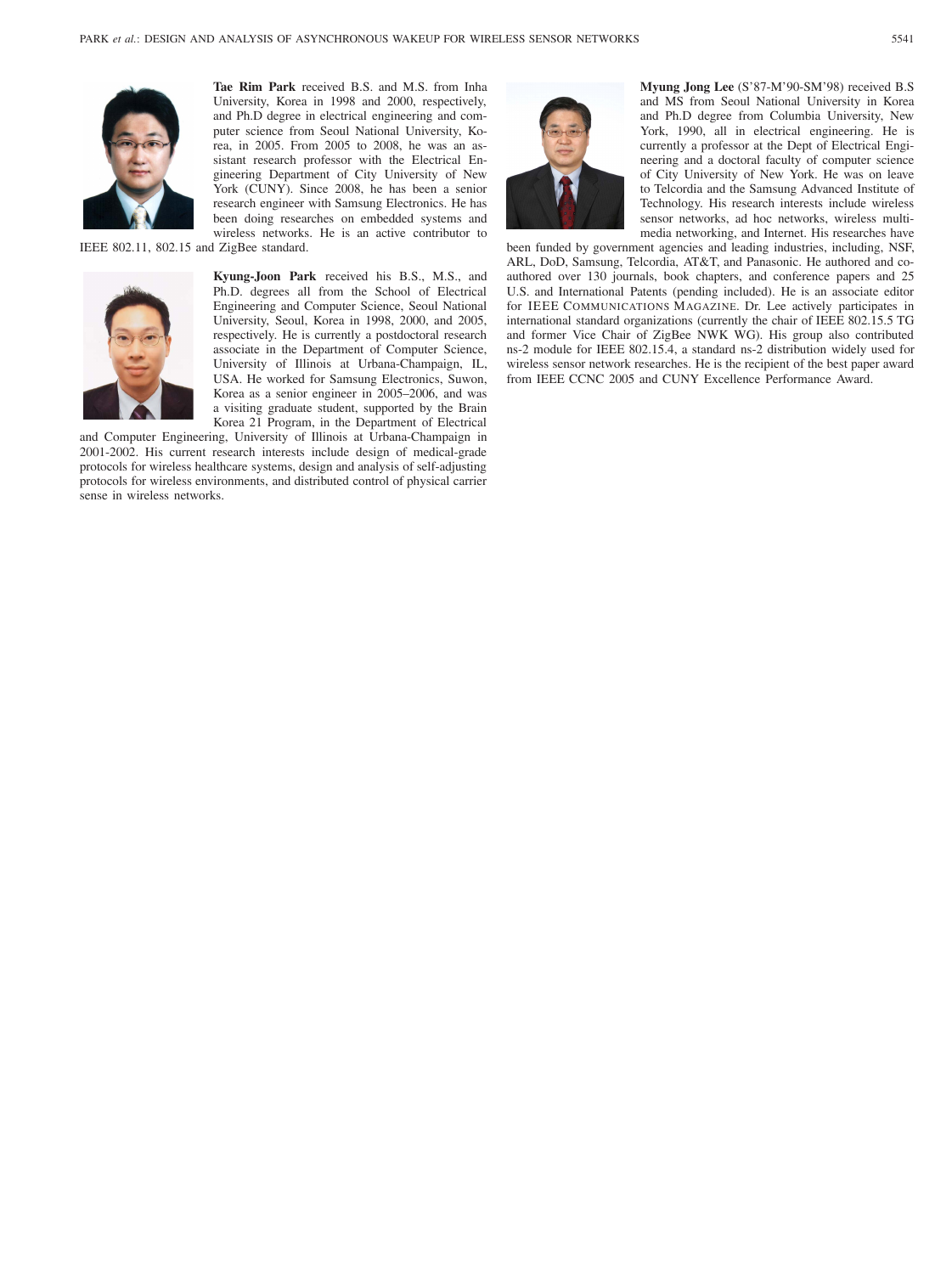**Tae Rim Park** received B.S. and M.S. from Inha University, Korea in 1998 and 2000, respectively, and Ph.D degree in electrical engineering and computer science from Seoul National University, Korea, in 2005. From 2005 to 2008, he was an assistant research professor with the Electrical Engineering Department of City University of New York (CUNY). Since 2008, he has been a senior research engineer with Samsung Electronics. He has been doing researches on embedded systems and wireless networks. He is an active contributor to IEEE 802.11, 802.15 and ZigBee standard.

**Kyung-Joon Park** received his B.S., M.S., and Ph.D. degrees all from the School of Electrical Engineering and Computer Science, Seoul National University, Seoul, Korea in 1998, 2000, and 2005, respectively. He is currently a postdoctoral research associate in the Department of Computer Science, University of Illinois at Urbana-Champaign, IL, USA. He worked for Samsung Electronics, Suwon, Korea as a senior engineer in 2005–2006, and was a visiting graduate student, supported by the Brain Korea 21 Program, in the Department of Electrical and Computer Engineering, University of Illinois at Urbana-Champaign in 2001-2002. His current research interests include design of medical-grade protocols for wireless healthcare systems, design and analysis of self-adjusting protocols for wireless environments, and distributed control of physical carrier sense in wireless networks.

**Myung Jong Lee** (S'87-M'90-SM'98) received B.S and MS from Seoul National University in Korea and Ph.D degree from Columbia University, New York, 1990, all in electrical engineering. He is currently a professor at the Dept of Electrical Engineering and a doctoral faculty of computer science of City University of New York. He was on leave to Telcordia and the Samsung Advanced Institute of Technology. His research interests include wireless sensor networks, ad hoc networks, wireless multimedia networking, and Internet. His researches have been funded by government agencies and leading industries, including, NSF, ARL, DoD, Samsung, Telcordia, AT&T, and Panasonic. He authored and co-authored over 130 journals, book chapters, and conference papers and 25 U.S. and International Patents (pending included). He is an associate editor for IEEE COMMUNICATIONS MAGAZINE. Dr. Lee actively participates in international standard organizations (currently the chair of IEEE 802.15.5 TG and former Vice Chair of ZigBee NWK WG). His group also contributed ns-2 module for IEEE 802.15.4, a standard ns-2 distribution widely used for wireless sensor network researches. He is the recipient of the best paper award from IEEE CCNC 2005 and CUNY Excellence Performance Award.